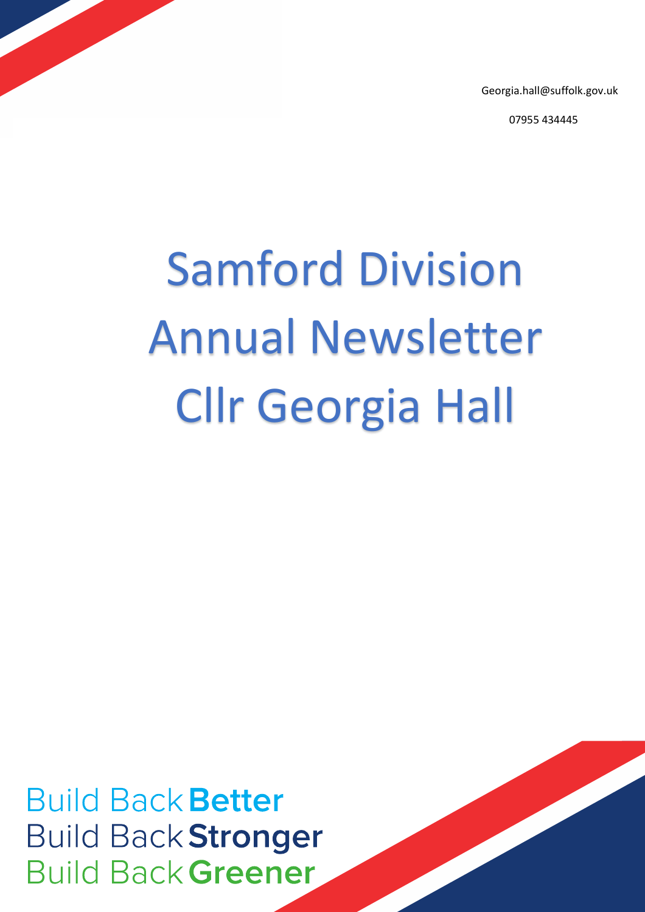Georgia.hall@suffolk.gov.uk

07955 434445

# Samford Division Annual Newsletter Cllr Georgia Hall

Build Back **Better**
Build Back **Stronger**
Build Back **Greener**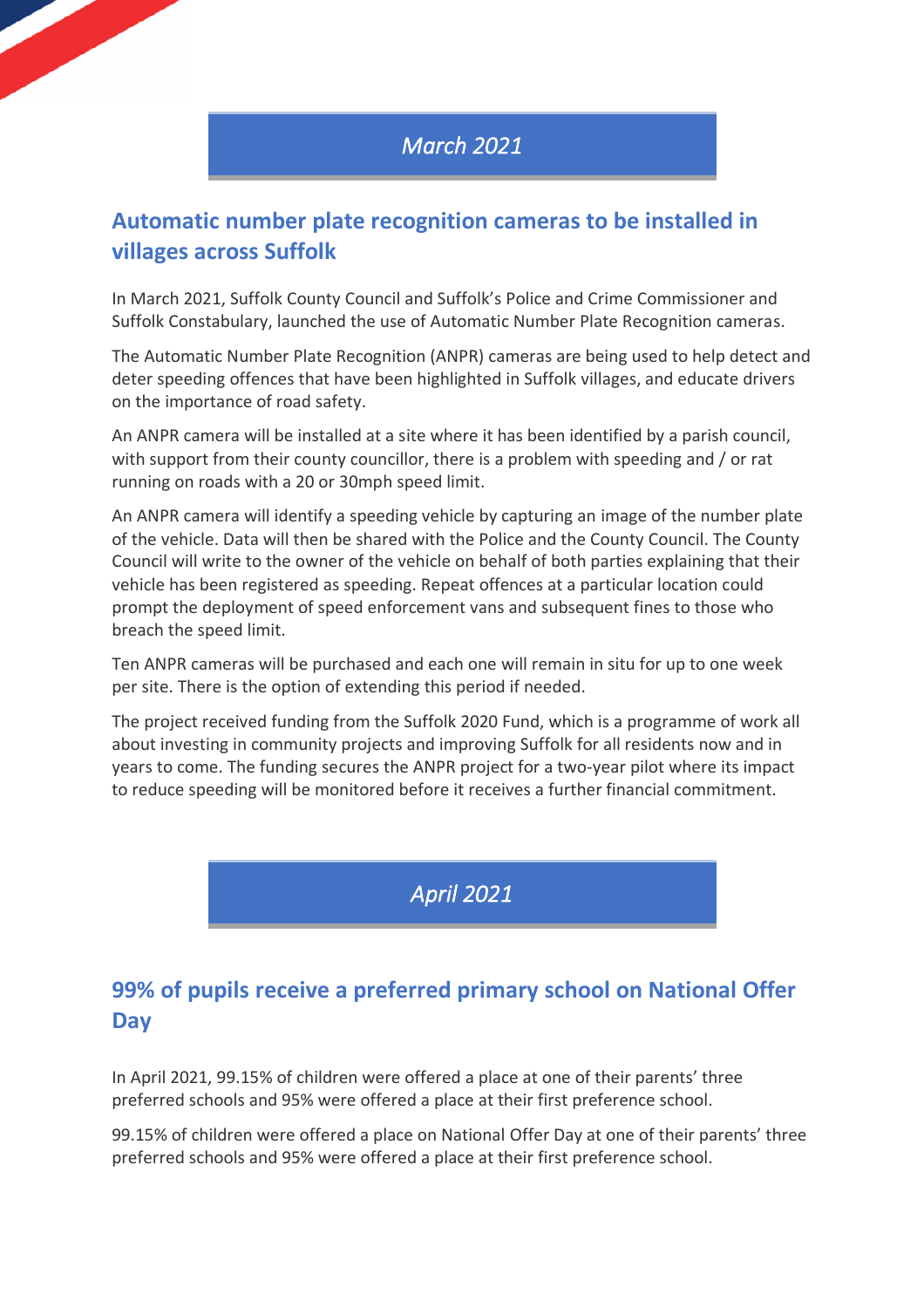*March 2021*

## Automatic number plate recognition cameras to be installed in villages across Suffolk

In March 2021, Suffolk County Council and Suffolk's Police and Crime Commissioner and Suffolk Constabulary, launched the use of Automatic Number Plate Recognition cameras.

The Automatic Number Plate Recognition (ANPR) cameras are being used to help detect and deter speeding offences that have been highlighted in Suffolk villages, and educate drivers on the importance of road safety.

An ANPR camera will be installed at a site where it has been identified by a parish council, with support from their county councillor, there is a problem with speeding and / or rat running on roads with a 20 or 30mph speed limit.

An ANPR camera will identify a speeding vehicle by capturing an image of the number plate of the vehicle. Data will then be shared with the Police and the County Council. The County Council will write to the owner of the vehicle on behalf of both parties explaining that their vehicle has been registered as speeding. Repeat offences at a particular location could prompt the deployment of speed enforcement vans and subsequent fines to those who breach the speed limit.

Ten ANPR cameras will be purchased and each one will remain in situ for up to one week per site. There is the option of extending this period if needed.

The project received funding from the Suffolk 2020 Fund, which is a programme of work all about investing in community projects and improving Suffolk for all residents now and in years to come. The funding secures the ANPR project for a two-year pilot where its impact to reduce speeding will be monitored before it receives a further financial commitment.

*April 2021*

## 99% of pupils receive a preferred primary school on National Offer Day

In April 2021, 99.15% of children were offered a place at one of their parents' three preferred schools and 95% were offered a place at their first preference school.

99.15% of children were offered a place on National Offer Day at one of their parents' three preferred schools and 95% were offered a place at their first preference school.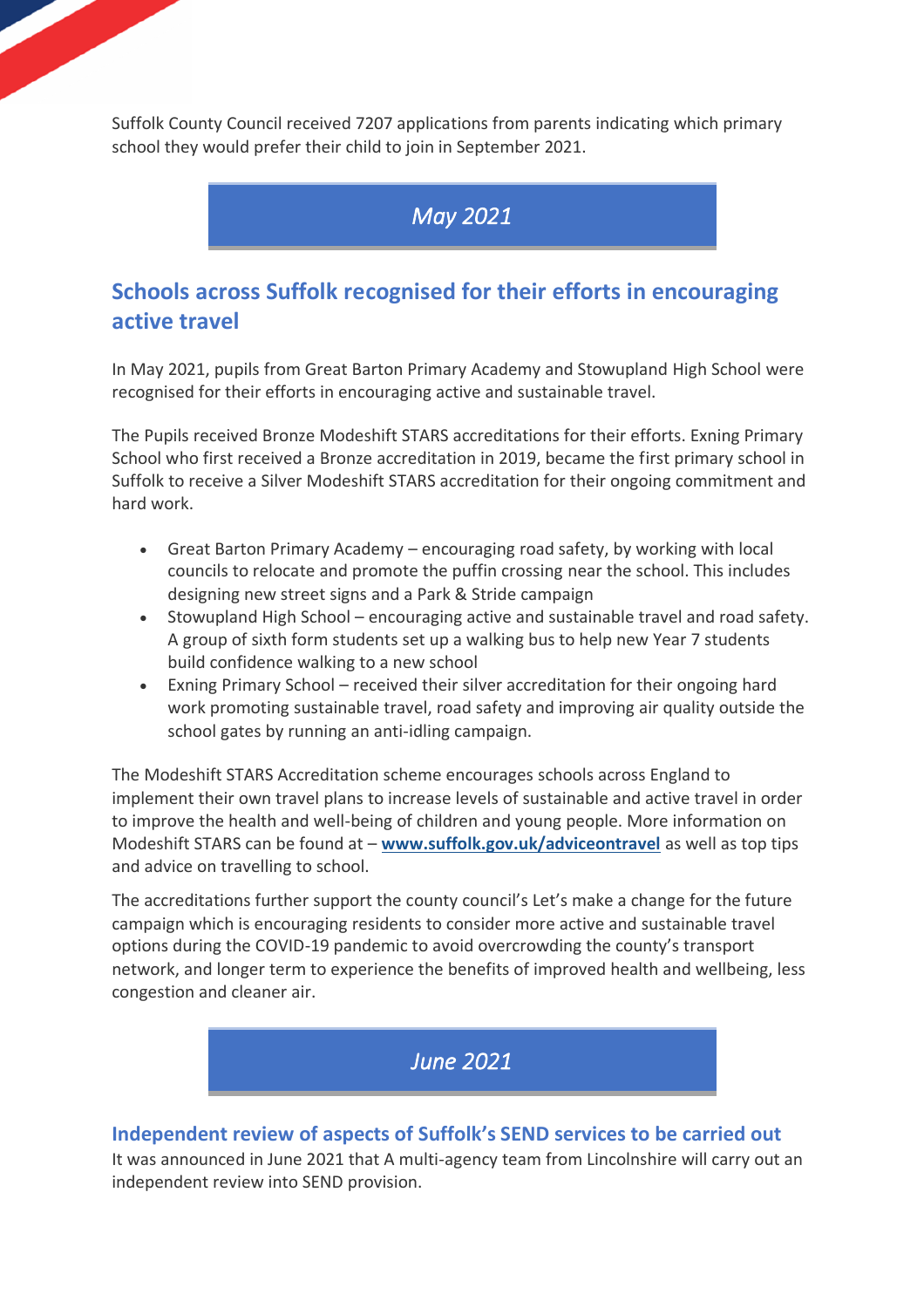Suffolk County Council received 7207 applications from parents indicating which primary school they would prefer their child to join in September 2021.

## *May 2021*

### Schools across Suffolk recognised for their efforts in encouraging active travel

In May 2021, pupils from Great Barton Primary Academy and Stowupland High School were recognised for their efforts in encouraging active and sustainable travel.

The Pupils received Bronze Modeshift STARS accreditations for their efforts. Exning Primary School who first received a Bronze accreditation in 2019, became the first primary school in Suffolk to receive a Silver Modeshift STARS accreditation for their ongoing commitment and hard work.

- Great Barton Primary Academy – encouraging road safety, by working with local councils to relocate and promote the puffin crossing near the school. This includes designing new street signs and a Park & Stride campaign
- Stowupland High School – encouraging active and sustainable travel and road safety. A group of sixth form students set up a walking bus to help new Year 7 students build confidence walking to a new school
- Exning Primary School – received their silver accreditation for their ongoing hard work promoting sustainable travel, road safety and improving air quality outside the school gates by running an anti-idling campaign.

The Modeshift STARS Accreditation scheme encourages schools across England to implement their own travel plans to increase levels of sustainable and active travel in order to improve the health and well-being of children and young people. More information on Modeshift STARS can be found at – **www.suffolk.gov.uk/adviceontravel** as well as top tips and advice on travelling to school.

The accreditations further support the county council's Let's make a change for the future campaign which is encouraging residents to consider more active and sustainable travel options during the COVID-19 pandemic to avoid overcrowding the county's transport network, and longer term to experience the benefits of improved health and wellbeing, less congestion and cleaner air.

## *June 2021*

### Independent review of aspects of Suffolk's SEND services to be carried out

It was announced in June 2021 that A multi-agency team from Lincolnshire will carry out an independent review into SEND provision.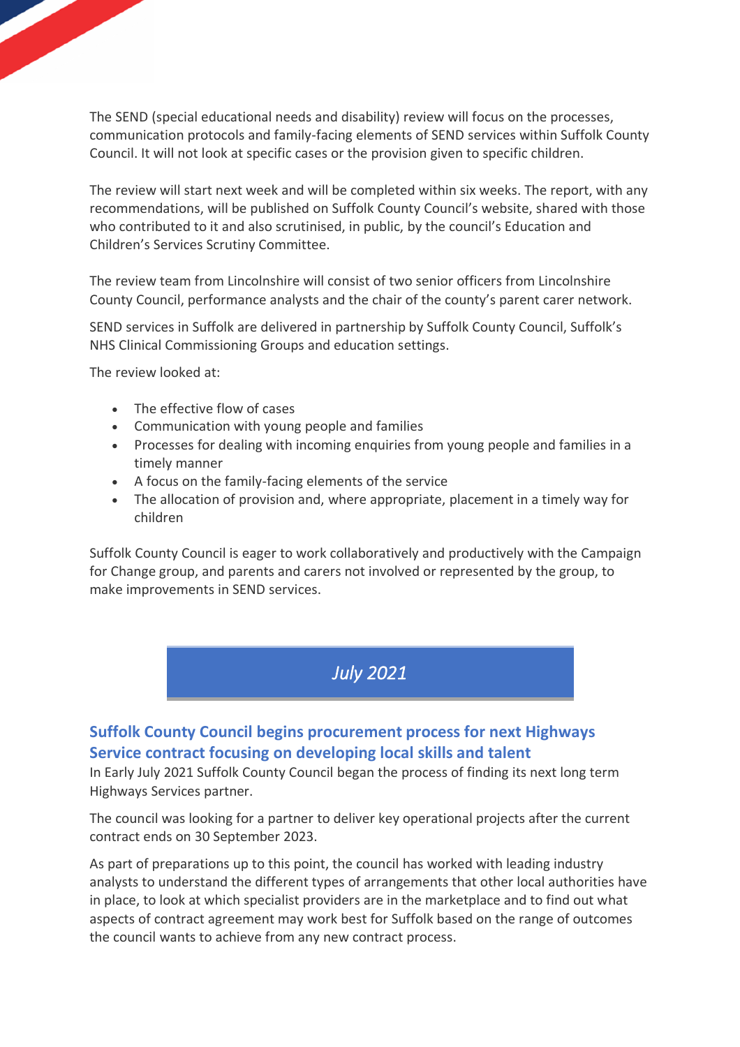The SEND (special educational needs and disability) review will focus on the processes, communication protocols and family-facing elements of SEND services within Suffolk County Council. It will not look at specific cases or the provision given to specific children.

The review will start next week and will be completed within six weeks. The report, with any recommendations, will be published on Suffolk County Council's website, shared with those who contributed to it and also scrutinised, in public, by the council's Education and Children's Services Scrutiny Committee.

The review team from Lincolnshire will consist of two senior officers from Lincolnshire County Council, performance analysts and the chair of the county's parent carer network.

SEND services in Suffolk are delivered in partnership by Suffolk County Council, Suffolk's NHS Clinical Commissioning Groups and education settings.

The review looked at:

- The effective flow of cases
- Communication with young people and families
- Processes for dealing with incoming enquiries from young people and families in a timely manner
- A focus on the family-facing elements of the service
- The allocation of provision and, where appropriate, placement in a timely way for children

Suffolk County Council is eager to work collaboratively and productively with the Campaign for Change group, and parents and carers not involved or represented by the group, to make improvements in SEND services.

## *July 2021*

### Suffolk County Council begins procurement process for next Highways Service contract focusing on developing local skills and talent

In Early July 2021 Suffolk County Council began the process of finding its next long term Highways Services partner.

The council was looking for a partner to deliver key operational projects after the current contract ends on 30 September 2023.

As part of preparations up to this point, the council has worked with leading industry analysts to understand the different types of arrangements that other local authorities have in place, to look at which specialist providers are in the marketplace and to find out what aspects of contract agreement may work best for Suffolk based on the range of outcomes the council wants to achieve from any new contract process.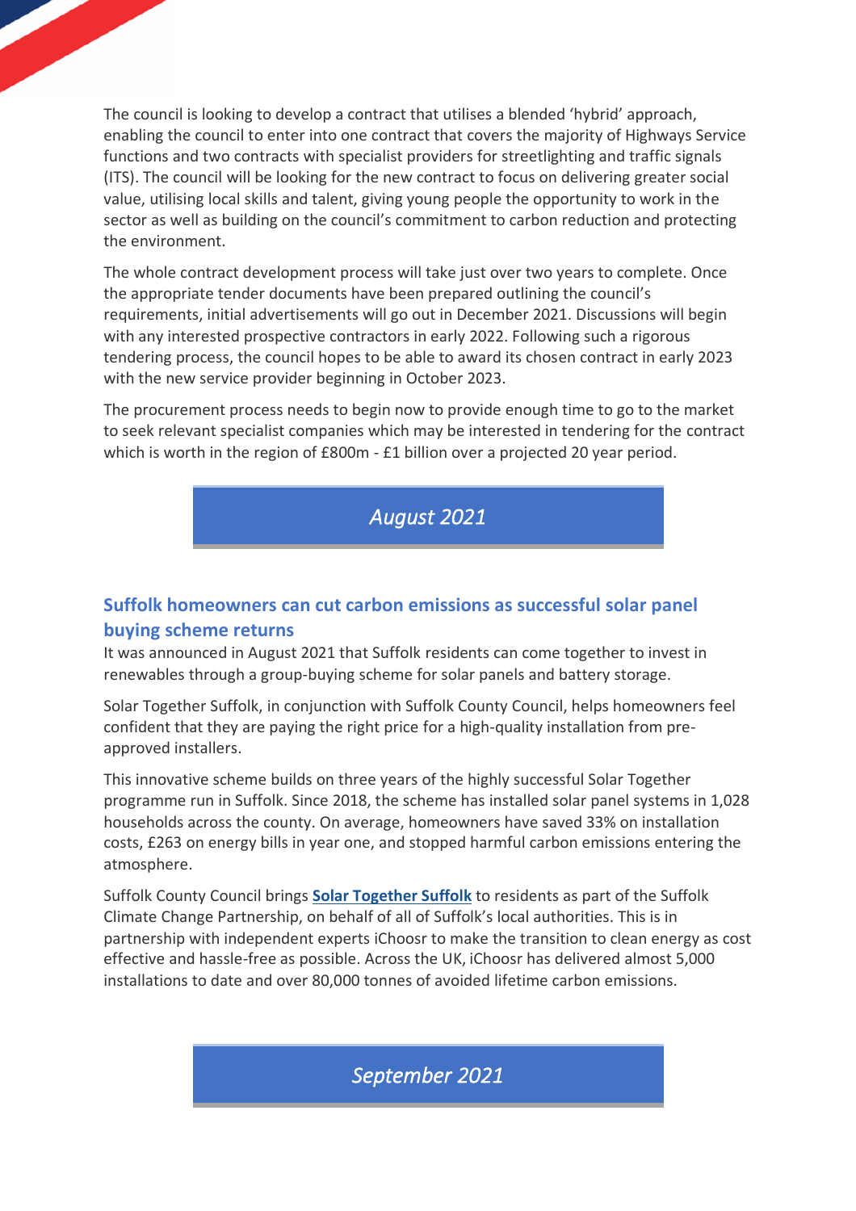The council is looking to develop a contract that utilises a blended 'hybrid' approach, enabling the council to enter into one contract that covers the majority of Highways Service functions and two contracts with specialist providers for streetlighting and traffic signals (ITS). The council will be looking for the new contract to focus on delivering greater social value, utilising local skills and talent, giving young people the opportunity to work in the sector as well as building on the council's commitment to carbon reduction and protecting the environment.

The whole contract development process will take just over two years to complete. Once the appropriate tender documents have been prepared outlining the council's requirements, initial advertisements will go out in December 2021. Discussions will begin with any interested prospective contractors in early 2022. Following such a rigorous tendering process, the council hopes to be able to award its chosen contract in early 2023 with the new service provider beginning in October 2023.

The procurement process needs to begin now to provide enough time to go to the market to seek relevant specialist companies which may be interested in tendering for the contract which is worth in the region of £800m - £1 billion over a projected 20 year period.

## *August 2021*

### Suffolk homeowners can cut carbon emissions as successful solar panel buying scheme returns

It was announced in August 2021 that Suffolk residents can come together to invest in renewables through a group-buying scheme for solar panels and battery storage.

Solar Together Suffolk, in conjunction with Suffolk County Council, helps homeowners feel confident that they are paying the right price for a high-quality installation from pre-approved installers.

This innovative scheme builds on three years of the highly successful Solar Together programme run in Suffolk. Since 2018, the scheme has installed solar panel systems in 1,028 households across the county. On average, homeowners have saved 33% on installation costs, £263 on energy bills in year one, and stopped harmful carbon emissions entering the atmosphere.

Suffolk County Council brings **Solar Together Suffolk** to residents as part of the Suffolk Climate Change Partnership, on behalf of all of Suffolk's local authorities. This is in partnership with independent experts iChoosr to make the transition to clean energy as cost effective and hassle-free as possible. Across the UK, iChoosr has delivered almost 5,000 installations to date and over 80,000 tonnes of avoided lifetime carbon emissions.

## *September 2021*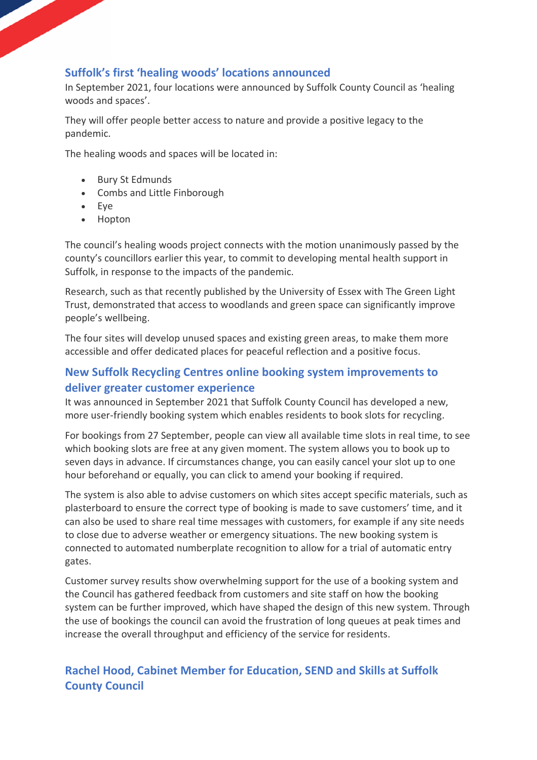## Suffolk's first 'healing woods' locations announced

In September 2021, four locations were announced by Suffolk County Council as 'healing woods and spaces'.

They will offer people better access to nature and provide a positive legacy to the pandemic.

The healing woods and spaces will be located in:

- Bury St Edmunds
- Combs and Little Finborough
- Eye
- Hopton

The council's healing woods project connects with the motion unanimously passed by the county's councillors earlier this year, to commit to developing mental health support in Suffolk, in response to the impacts of the pandemic.

Research, such as that recently published by the University of Essex with The Green Light Trust, demonstrated that access to woodlands and green space can significantly improve people's wellbeing.

The four sites will develop unused spaces and existing green areas, to make them more accessible and offer dedicated places for peaceful reflection and a positive focus.

## New Suffolk Recycling Centres online booking system improvements to deliver greater customer experience

It was announced in September 2021 that Suffolk County Council has developed a new, more user-friendly booking system which enables residents to book slots for recycling.

For bookings from 27 September, people can view all available time slots in real time, to see which booking slots are free at any given moment. The system allows you to book up to seven days in advance. If circumstances change, you can easily cancel your slot up to one hour beforehand or equally, you can click to amend your booking if required.

The system is also able to advise customers on which sites accept specific materials, such as plasterboard to ensure the correct type of booking is made to save customers' time, and it can also be used to share real time messages with customers, for example if any site needs to close due to adverse weather or emergency situations. The new booking system is connected to automated numberplate recognition to allow for a trial of automatic entry gates.

Customer survey results show overwhelming support for the use of a booking system and the Council has gathered feedback from customers and site staff on how the booking system can be further improved, which have shaped the design of this new system. Through the use of bookings the council can avoid the frustration of long queues at peak times and increase the overall throughput and efficiency of the service for residents.

## Rachel Hood, Cabinet Member for Education, SEND and Skills at Suffolk County Council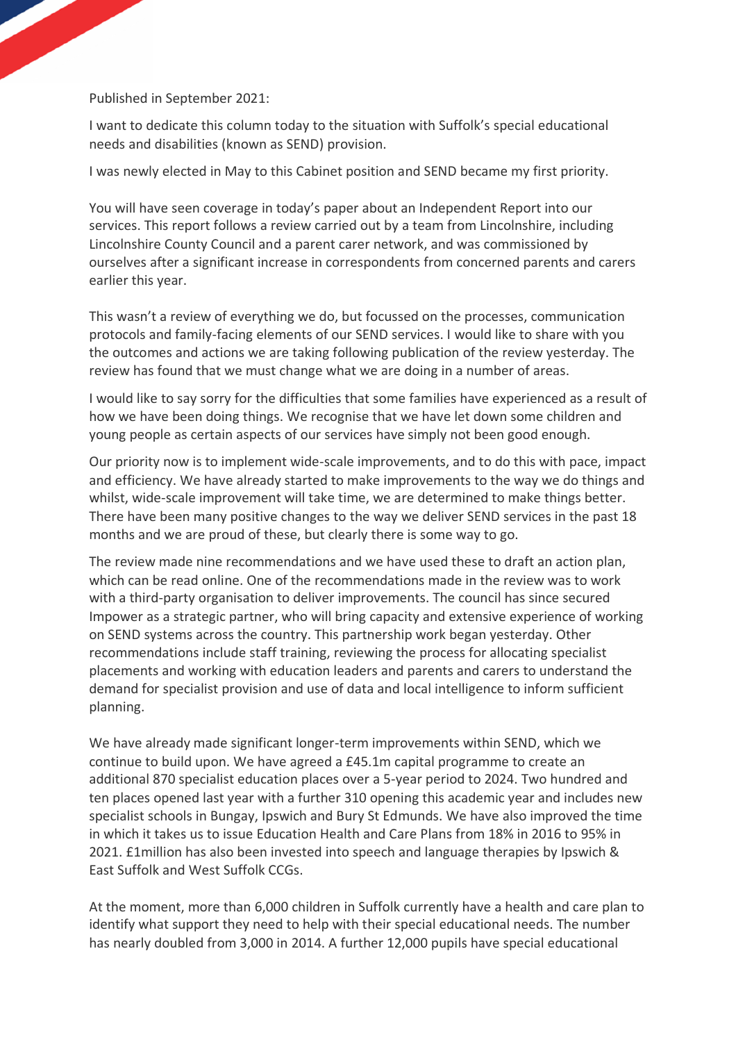Published in September 2021:

I want to dedicate this column today to the situation with Suffolk's special educational needs and disabilities (known as SEND) provision.

I was newly elected in May to this Cabinet position and SEND became my first priority.

You will have seen coverage in today's paper about an Independent Report into our services. This report follows a review carried out by a team from Lincolnshire, including Lincolnshire County Council and a parent carer network, and was commissioned by ourselves after a significant increase in correspondents from concerned parents and carers earlier this year.

This wasn't a review of everything we do, but focussed on the processes, communication protocols and family-facing elements of our SEND services. I would like to share with you the outcomes and actions we are taking following publication of the review yesterday. The review has found that we must change what we are doing in a number of areas.

I would like to say sorry for the difficulties that some families have experienced as a result of how we have been doing things. We recognise that we have let down some children and young people as certain aspects of our services have simply not been good enough.

Our priority now is to implement wide-scale improvements, and to do this with pace, impact and efficiency. We have already started to make improvements to the way we do things and whilst, wide-scale improvement will take time, we are determined to make things better. There have been many positive changes to the way we deliver SEND services in the past 18 months and we are proud of these, but clearly there is some way to go.

The review made nine recommendations and we have used these to draft an action plan, which can be read online. One of the recommendations made in the review was to work with a third-party organisation to deliver improvements. The council has since secured Impower as a strategic partner, who will bring capacity and extensive experience of working on SEND systems across the country. This partnership work began yesterday. Other recommendations include staff training, reviewing the process for allocating specialist placements and working with education leaders and parents and carers to understand the demand for specialist provision and use of data and local intelligence to inform sufficient planning.

We have already made significant longer-term improvements within SEND, which we continue to build upon. We have agreed a £45.1m capital programme to create an additional 870 specialist education places over a 5-year period to 2024. Two hundred and ten places opened last year with a further 310 opening this academic year and includes new specialist schools in Bungay, Ipswich and Bury St Edmunds. We have also improved the time in which it takes us to issue Education Health and Care Plans from 18% in 2016 to 95% in 2021. £1million has also been invested into speech and language therapies by Ipswich & East Suffolk and West Suffolk CCGs.

At the moment, more than 6,000 children in Suffolk currently have a health and care plan to identify what support they need to help with their special educational needs. The number has nearly doubled from 3,000 in 2014. A further 12,000 pupils have special educational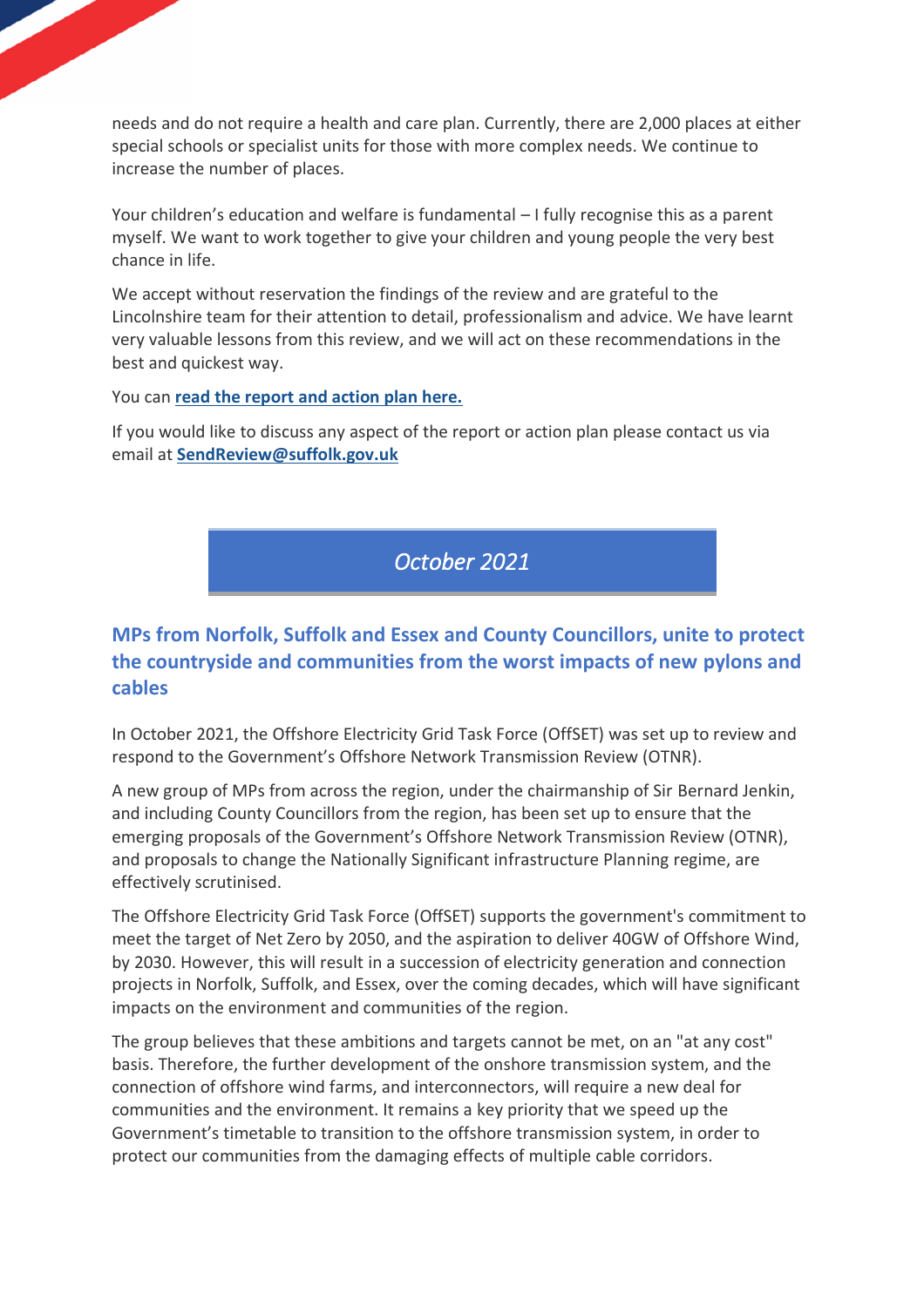needs and do not require a health and care plan. Currently, there are 2,000 places at either special schools or specialist units for those with more complex needs. We continue to increase the number of places.

Your children's education and welfare is fundamental – I fully recognise this as a parent myself. We want to work together to give your children and young people the very best chance in life.

We accept without reservation the findings of the review and are grateful to the Lincolnshire team for their attention to detail, professionalism and advice. We have learnt very valuable lessons from this review, and we will act on these recommendations in the best and quickest way.

You can **read the report and action plan here.**

If you would like to discuss any aspect of the report or action plan please contact us via email at **SendReview@suffolk.gov.uk**

## *October 2021*

### MPs from Norfolk, Suffolk and Essex and County Councillors, unite to protect the countryside and communities from the worst impacts of new pylons and cables

In October 2021, the Offshore Electricity Grid Task Force (OffSET) was set up to review and respond to the Government's Offshore Network Transmission Review (OTNR).

A new group of MPs from across the region, under the chairmanship of Sir Bernard Jenkin, and including County Councillors from the region, has been set up to ensure that the emerging proposals of the Government's Offshore Network Transmission Review (OTNR), and proposals to change the Nationally Significant infrastructure Planning regime, are effectively scrutinised.

The Offshore Electricity Grid Task Force (OffSET) supports the government's commitment to meet the target of Net Zero by 2050, and the aspiration to deliver 40GW of Offshore Wind, by 2030. However, this will result in a succession of electricity generation and connection projects in Norfolk, Suffolk, and Essex, over the coming decades, which will have significant impacts on the environment and communities of the region.

The group believes that these ambitions and targets cannot be met, on an "at any cost" basis. Therefore, the further development of the onshore transmission system, and the connection of offshore wind farms, and interconnectors, will require a new deal for communities and the environment. It remains a key priority that we speed up the Government's timetable to transition to the offshore transmission system, in order to protect our communities from the damaging effects of multiple cable corridors.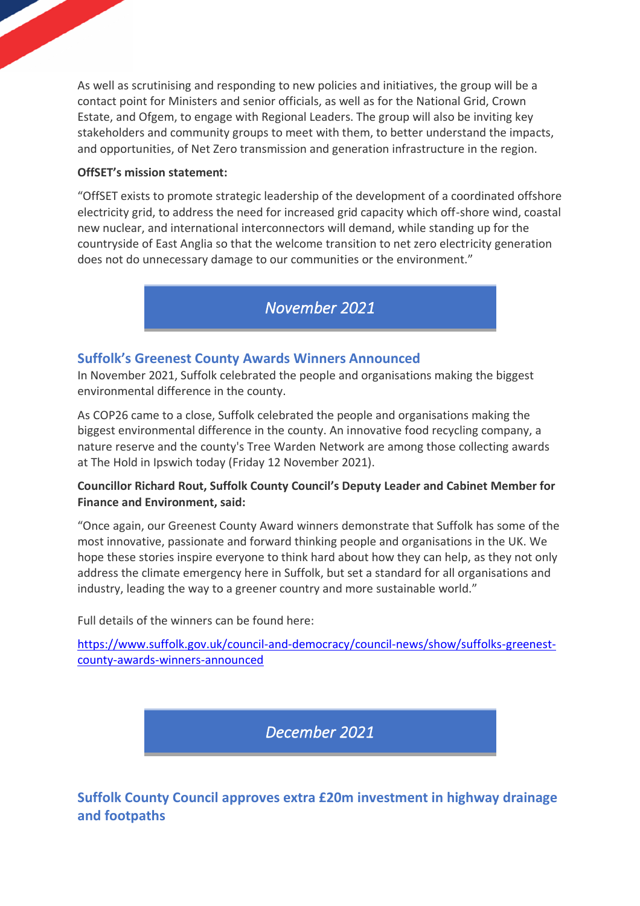As well as scrutinising and responding to new policies and initiatives, the group will be a contact point for Ministers and senior officials, as well as for the National Grid, Crown Estate, and Ofgem, to engage with Regional Leaders. The group will also be inviting key stakeholders and community groups to meet with them, to better understand the impacts, and opportunities, of Net Zero transmission and generation infrastructure in the region.

**OffSET's mission statement:**

"OffSET exists to promote strategic leadership of the development of a coordinated offshore electricity grid, to address the need for increased grid capacity which off-shore wind, coastal new nuclear, and international interconnectors will demand, while standing up for the countryside of East Anglia so that the welcome transition to net zero electricity generation does not do unnecessary damage to our communities or the environment."

## *November 2021*

### Suffolk's Greenest County Awards Winners Announced

In November 2021, Suffolk celebrated the people and organisations making the biggest environmental difference in the county.

As COP26 came to a close, Suffolk celebrated the people and organisations making the biggest environmental difference in the county. An innovative food recycling company, a nature reserve and the county's Tree Warden Network are among those collecting awards at The Hold in Ipswich today (Friday 12 November 2021).

**Councillor Richard Rout, Suffolk County Council's Deputy Leader and Cabinet Member for Finance and Environment, said:**

"Once again, our Greenest County Award winners demonstrate that Suffolk has some of the most innovative, passionate and forward thinking people and organisations in the UK. We hope these stories inspire everyone to think hard about how they can help, as they not only address the climate emergency here in Suffolk, but set a standard for all organisations and industry, leading the way to a greener country and more sustainable world."

Full details of the winners can be found here:

https://www.suffolk.gov.uk/council-and-democracy/council-news/show/suffolks-greenest-county-awards-winners-announced

## *December 2021*

### Suffolk County Council approves extra £20m investment in highway drainage and footpaths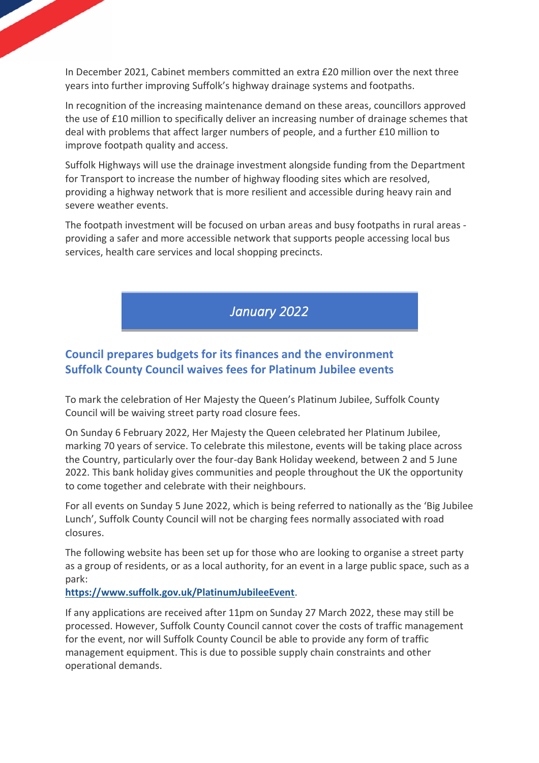In December 2021, Cabinet members committed an extra £20 million over the next three years into further improving Suffolk's highway drainage systems and footpaths.

In recognition of the increasing maintenance demand on these areas, councillors approved the use of £10 million to specifically deliver an increasing number of drainage schemes that deal with problems that affect larger numbers of people, and a further £10 million to improve footpath quality and access.

Suffolk Highways will use the drainage investment alongside funding from the Department for Transport to increase the number of highway flooding sites which are resolved, providing a highway network that is more resilient and accessible during heavy rain and severe weather events.

The footpath investment will be focused on urban areas and busy footpaths in rural areas - providing a safer and more accessible network that supports people accessing local bus services, health care services and local shopping precincts.

## *January 2022*

### Council prepares budgets for its finances and the environment
### Suffolk County Council waives fees for Platinum Jubilee events

To mark the celebration of Her Majesty the Queen's Platinum Jubilee, Suffolk County Council will be waiving street party road closure fees.

On Sunday 6 February 2022, Her Majesty the Queen celebrated her Platinum Jubilee, marking 70 years of service. To celebrate this milestone, events will be taking place across the Country, particularly over the four-day Bank Holiday weekend, between 2 and 5 June 2022. This bank holiday gives communities and people throughout the UK the opportunity to come together and celebrate with their neighbours.

For all events on Sunday 5 June 2022, which is being referred to nationally as the 'Big Jubilee Lunch', Suffolk County Council will not be charging fees normally associated with road closures.

The following website has been set up for those who are looking to organise a street party as a group of residents, or as a local authority, for an event in a large public space, such as a park:
**https://www.suffolk.gov.uk/PlatinumJubileeEvent**.

If any applications are received after 11pm on Sunday 27 March 2022, these may still be processed. However, Suffolk County Council cannot cover the costs of traffic management for the event, nor will Suffolk County Council be able to provide any form of traffic management equipment. This is due to possible supply chain constraints and other operational demands.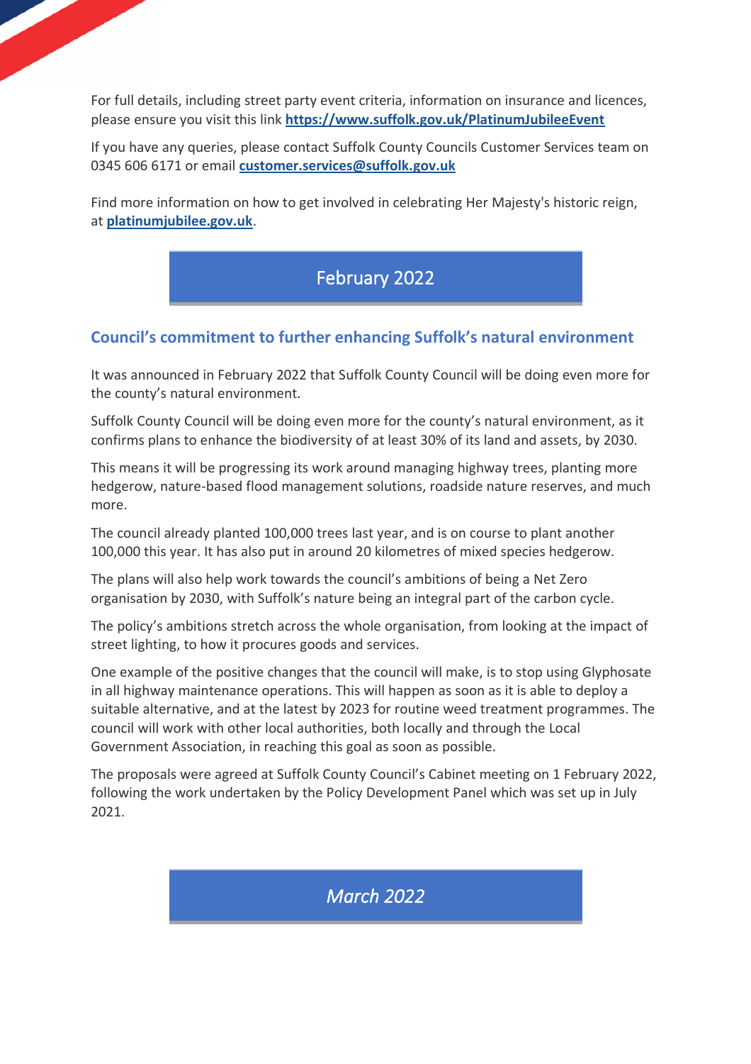For full details, including street party event criteria, information on insurance and licences, please ensure you visit this link **https://www.suffolk.gov.uk/PlatinumJubileeEvent**

If you have any queries, please contact Suffolk County Councils Customer Services team on 0345 606 6171 or email **customer.services@suffolk.gov.uk**

Find more information on how to get involved in celebrating Her Majesty's historic reign, at **platinumjubilee.gov.uk**.

## February 2022

### Council's commitment to further enhancing Suffolk's natural environment

It was announced in February 2022 that Suffolk County Council will be doing even more for the county's natural environment.

Suffolk County Council will be doing even more for the county's natural environment, as it confirms plans to enhance the biodiversity of at least 30% of its land and assets, by 2030.

This means it will be progressing its work around managing highway trees, planting more hedgerow, nature-based flood management solutions, roadside nature reserves, and much more.

The council already planted 100,000 trees last year, and is on course to plant another 100,000 this year. It has also put in around 20 kilometres of mixed species hedgerow.

The plans will also help work towards the council's ambitions of being a Net Zero organisation by 2030, with Suffolk's nature being an integral part of the carbon cycle.

The policy's ambitions stretch across the whole organisation, from looking at the impact of street lighting, to how it procures goods and services.

One example of the positive changes that the council will make, is to stop using Glyphosate in all highway maintenance operations. This will happen as soon as it is able to deploy a suitable alternative, and at the latest by 2023 for routine weed treatment programmes. The council will work with other local authorities, both locally and through the Local Government Association, in reaching this goal as soon as possible.

The proposals were agreed at Suffolk County Council's Cabinet meeting on 1 February 2022, following the work undertaken by the Policy Development Panel which was set up in July 2021.

## *March 2022*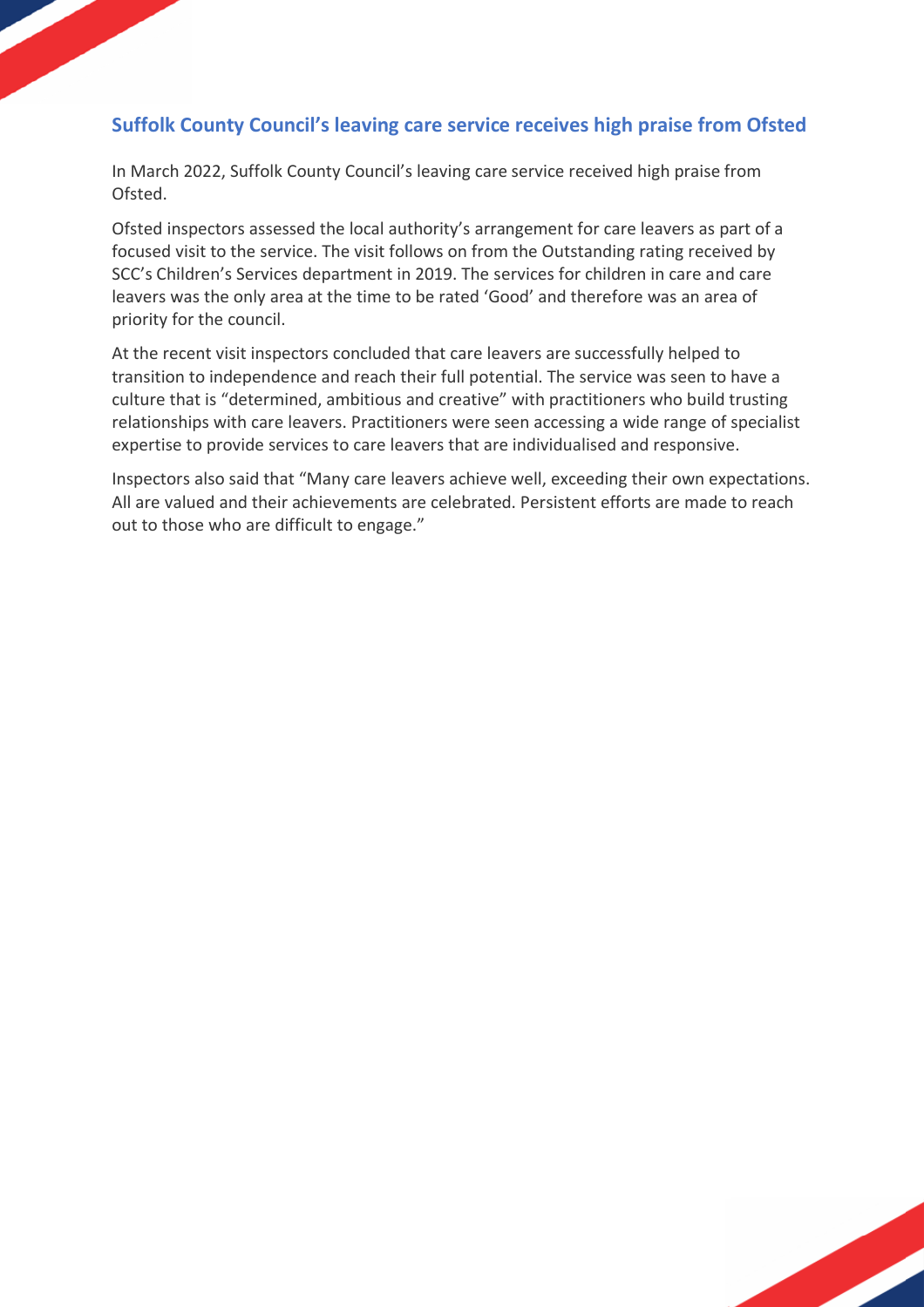## Suffolk County Council's leaving care service receives high praise from Ofsted

In March 2022, Suffolk County Council's leaving care service received high praise from Ofsted.

Ofsted inspectors assessed the local authority's arrangement for care leavers as part of a focused visit to the service. The visit follows on from the Outstanding rating received by SCC's Children's Services department in 2019. The services for children in care and care leavers was the only area at the time to be rated 'Good' and therefore was an area of priority for the council.

At the recent visit inspectors concluded that care leavers are successfully helped to transition to independence and reach their full potential. The service was seen to have a culture that is "determined, ambitious and creative" with practitioners who build trusting relationships with care leavers. Practitioners were seen accessing a wide range of specialist expertise to provide services to care leavers that are individualised and responsive.

Inspectors also said that "Many care leavers achieve well, exceeding their own expectations. All are valued and their achievements are celebrated. Persistent efforts are made to reach out to those who are difficult to engage."